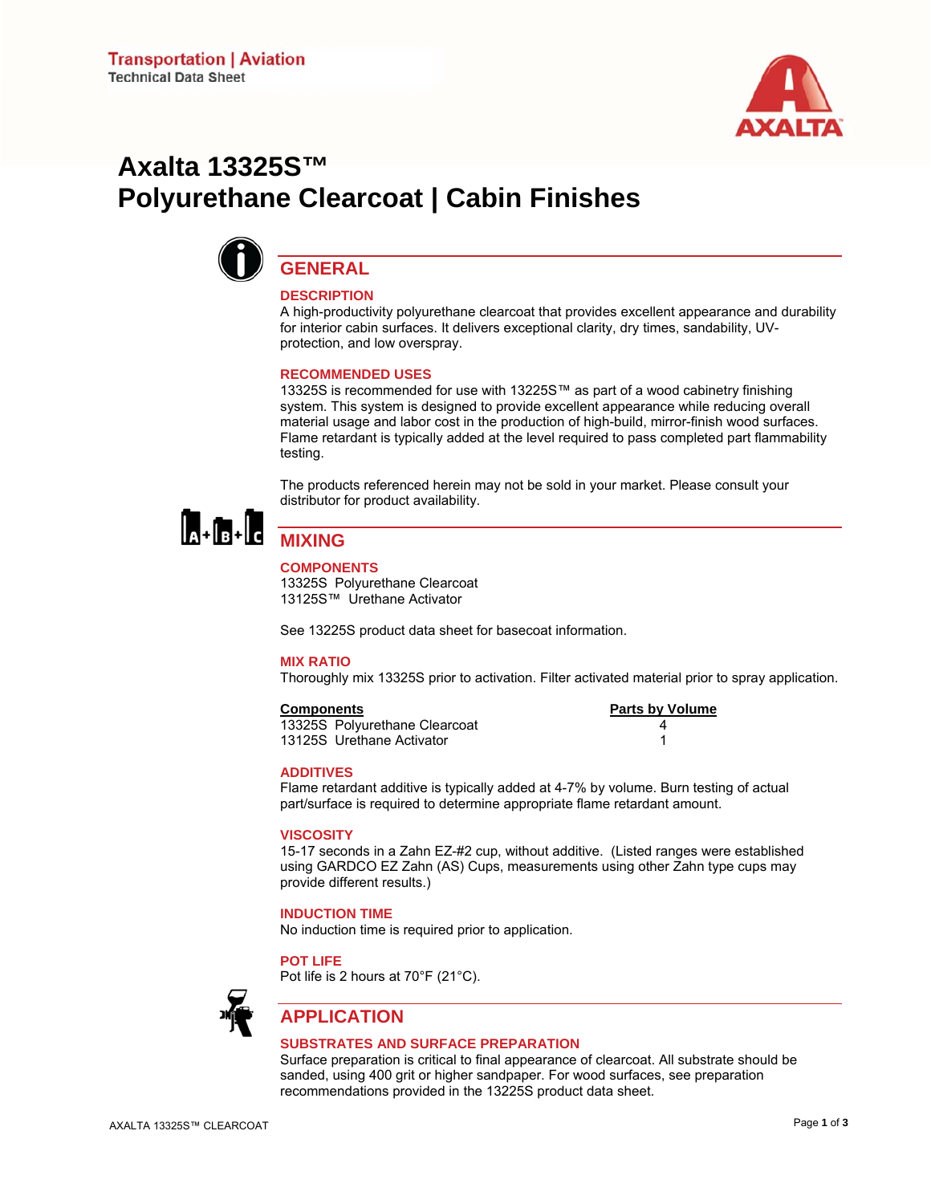Transportation | Aviation
Technical Data Sheet

# Axalta 13325S™ Polyurethane Clearcoat | Cabin Finishes

## GENERAL

### DESCRIPTION

A high-productivity polyurethane clearcoat that provides excellent appearance and durability for interior cabin surfaces. It delivers exceptional clarity, dry times, sandability, UV-protection, and low overspray.

### RECOMMENDED USES

13325S is recommended for use with 13225S™ as part of a wood cabinetry finishing system. This system is designed to provide excellent appearance while reducing overall material usage and labor cost in the production of high-build, mirror-finish wood surfaces. Flame retardant is typically added at the level required to pass completed part flammability testing.

The products referenced herein may not be sold in your market. Please consult your distributor for product availability.

## MIXING

### COMPONENTS

13325S Polyurethane Clearcoat
13125S™ Urethane Activator

See 13225S product data sheet for basecoat information.

### MIX RATIO

Thoroughly mix 13325S prior to activation. Filter activated material prior to spray application.

| Components | Parts by Volume |
|---|---|
| 13325S Polyurethane Clearcoat | 4 |
| 13125S Urethane Activator | 1 |

### ADDITIVES

Flame retardant additive is typically added at 4-7% by volume. Burn testing of actual part/surface is required to determine appropriate flame retardant amount.

### VISCOSITY

15-17 seconds in a Zahn EZ-#2 cup, without additive. (Listed ranges were established using GARDCO EZ Zahn (AS) Cups, measurements using other Zahn type cups may provide different results.)

### INDUCTION TIME

No induction time is required prior to application.

### POT LIFE

Pot life is 2 hours at 70°F (21°C).

## APPLICATION

### SUBSTRATES AND SURFACE PREPARATION

Surface preparation is critical to final appearance of clearcoat. All substrate should be sanded, using 400 grit or higher sandpaper. For wood surfaces, see preparation recommendations provided in the 13225S product data sheet.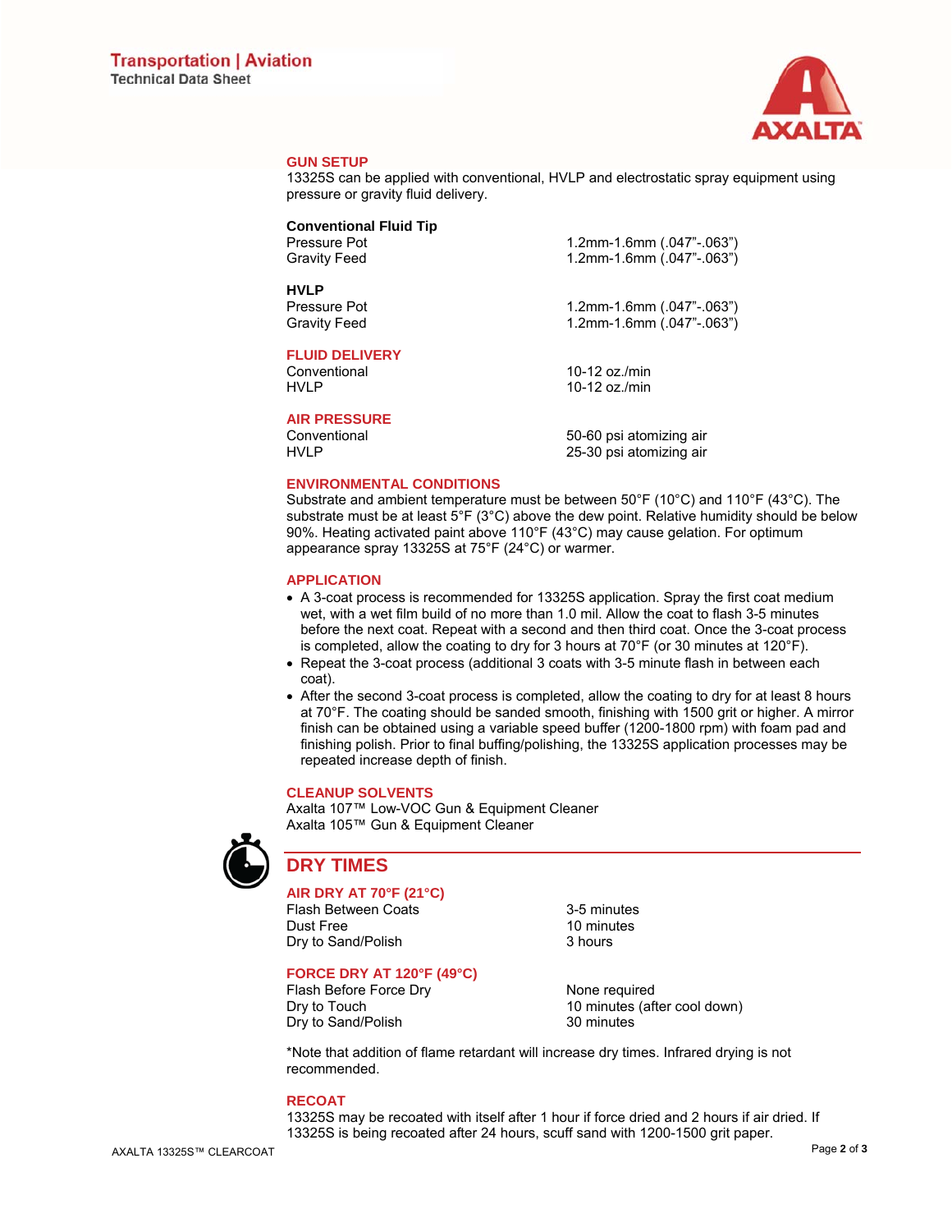## GUN SETUP

13325S can be applied with conventional, HVLP and electrostatic spray equipment using pressure or gravity fluid delivery.

**Conventional Fluid Tip**

| | |
|---|---|
| Pressure Pot | 1.2mm-1.6mm (.047"-.063") |
| Gravity Feed | 1.2mm-1.6mm (.047"-.063") |

**HVLP**

| | |
|---|---|
| Pressure Pot | 1.2mm-1.6mm (.047"-.063") |
| Gravity Feed | 1.2mm-1.6mm (.047"-.063") |

## FLUID DELIVERY

| | |
|---|---|
| Conventional | 10-12 oz./min |
| HVLP | 10-12 oz./min |

## AIR PRESSURE

| | |
|---|---|
| Conventional | 50-60 psi atomizing air |
| HVLP | 25-30 psi atomizing air |

## ENVIRONMENTAL CONDITIONS

Substrate and ambient temperature must be between 50°F (10°C) and 110°F (43°C). The substrate must be at least 5°F (3°C) above the dew point. Relative humidity should be below 90%. Heating activated paint above 110°F (43°C) may cause gelation. For optimum appearance spray 13325S at 75°F (24°C) or warmer.

## APPLICATION

- A 3-coat process is recommended for 13325S application. Spray the first coat medium wet, with a wet film build of no more than 1.0 mil. Allow the coat to flash 3-5 minutes before the next coat. Repeat with a second and then third coat. Once the 3-coat process is completed, allow the coating to dry for 3 hours at 70°F (or 30 minutes at 120°F).
- Repeat the 3-coat process (additional 3 coats with 3-5 minute flash in between each coat).
- After the second 3-coat process is completed, allow the coating to dry for at least 8 hours at 70°F. The coating should be sanded smooth, finishing with 1500 grit or higher. A mirror finish can be obtained using a variable speed buffer (1200-1800 rpm) with foam pad and finishing polish. Prior to final buffing/polishing, the 13325S application processes may be repeated increase depth of finish.

## CLEANUP SOLVENTS

Axalta 107™ Low-VOC Gun & Equipment Cleaner
Axalta 105™ Gun & Equipment Cleaner

# DRY TIMES

## AIR DRY AT 70°F (21°C)

| | |
|---|---|
| Flash Between Coats | 3-5 minutes |
| Dust Free | 10 minutes |
| Dry to Sand/Polish | 3 hours |

## FORCE DRY AT 120°F (49°C)

| | |
|---|---|
| Flash Before Force Dry | None required |
| Dry to Touch | 10 minutes (after cool down) |
| Dry to Sand/Polish | 30 minutes |

*Note that addition of flame retardant will increase dry times. Infrared drying is not recommended.

## RECOAT

13325S may be recoated with itself after 1 hour if force dried and 2 hours if air dried. If 13325S is being recoated after 24 hours, scuff sand with 1200-1500 grit paper.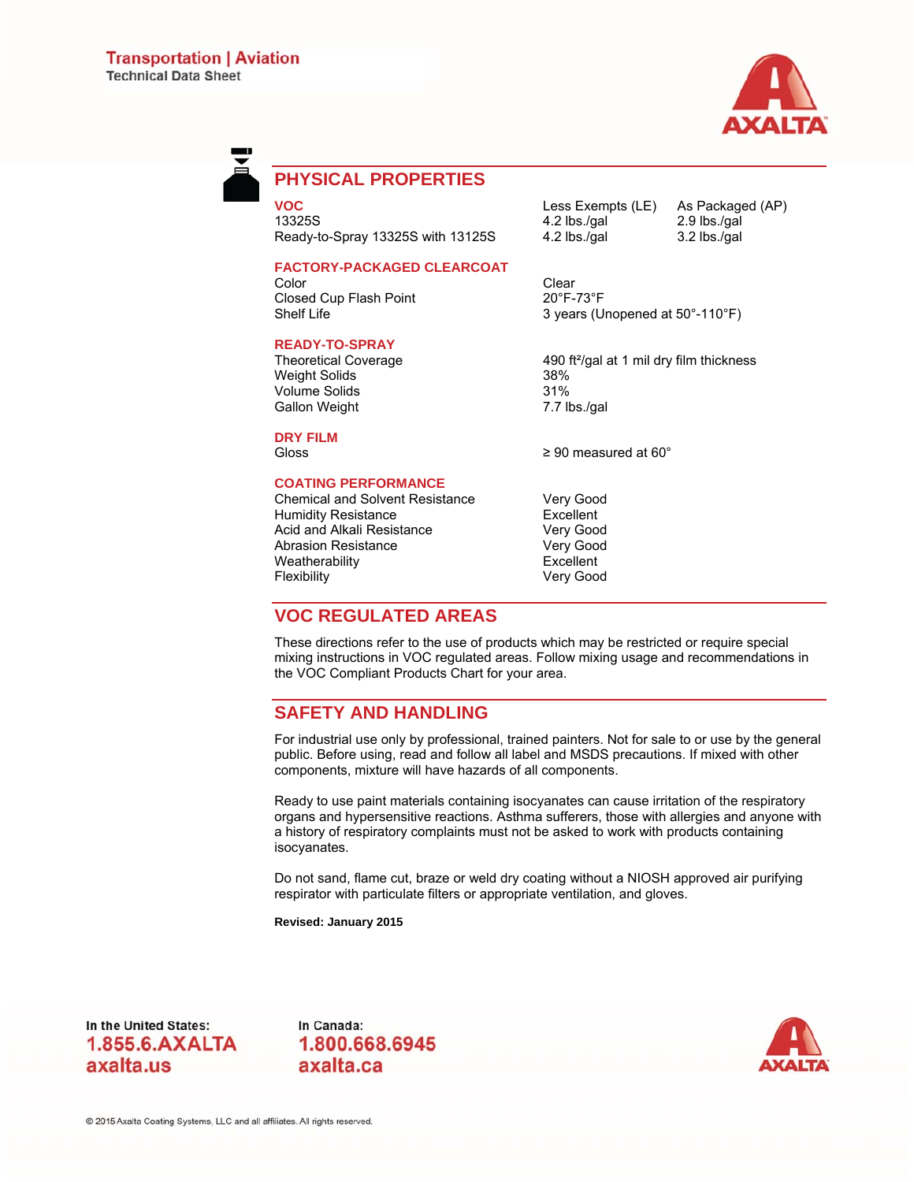## PHYSICAL PROPERTIES

| VOC | Less Exempts (LE) | As Packaged (AP) |
|---|---|---|
| 13325S | 4.2 lbs./gal | 2.9 lbs./gal |
| Ready-to-Spray 13325S with 13125S | 4.2 lbs./gal | 3.2 lbs./gal |

**FACTORY-PACKAGED CLEARCOAT**

| | |
|---|---|
| Color | Clear |
| Closed Cup Flash Point | 20°F-73°F |
| Shelf Life | 3 years (Unopened at 50°-110°F) |

**READY-TO-SPRAY**

| | |
|---|---|
| Theoretical Coverage | 490 ft²/gal at 1 mil dry film thickness |
| Weight Solids | 38% |
| Volume Solids | 31% |
| Gallon Weight | 7.7 lbs./gal |

**DRY FILM**

| | |
|---|---|
| Gloss | ≥ 90 measured at 60° |

**COATING PERFORMANCE**

| | |
|---|---|
| Chemical and Solvent Resistance | Very Good |
| Humidity Resistance | Excellent |
| Acid and Alkali Resistance | Very Good |
| Abrasion Resistance | Very Good |
| Weatherability | Excellent |
| Flexibility | Very Good |

## VOC REGULATED AREAS

These directions refer to the use of products which may be restricted or require special mixing instructions in VOC regulated areas. Follow mixing usage and recommendations in the VOC Compliant Products Chart for your area.

## SAFETY AND HANDLING

For industrial use only by professional, trained painters. Not for sale to or use by the general public. Before using, read and follow all label and MSDS precautions. If mixed with other components, mixture will have hazards of all components.

Ready to use paint materials containing isocyanates can cause irritation of the respiratory organs and hypersensitive reactions. Asthma sufferers, those with allergies and anyone with a history of respiratory complaints must not be asked to work with products containing isocyanates.

Do not sand, flame cut, braze or weld dry coating without a NIOSH approved air purifying respirator with particulate filters or appropriate ventilation, and gloves.

**Revised: January 2015**